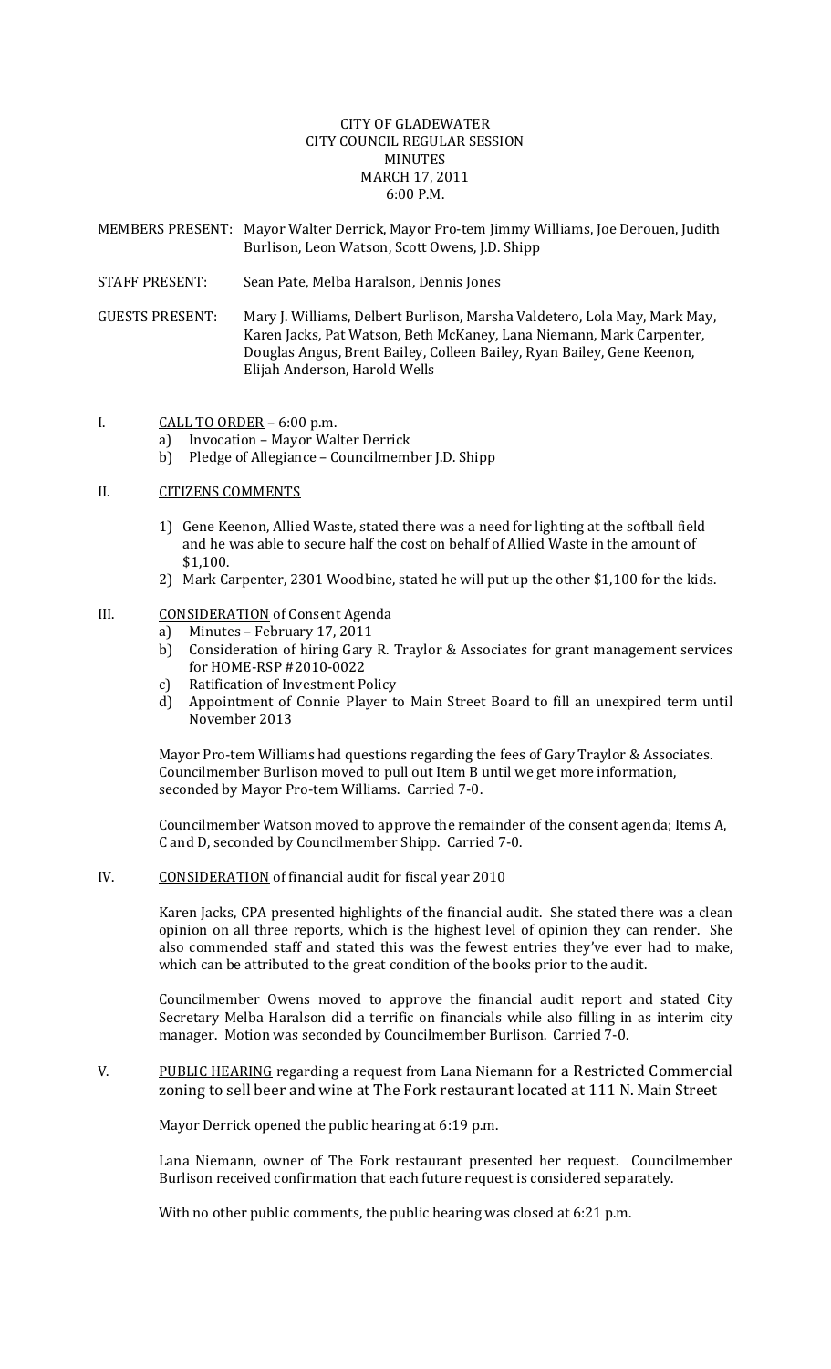CITY OF GLADEWATER
CITY COUNCIL REGULAR SESSION
MINUTES
MARCH 17, 2011
6:00 P.M.

MEMBERS PRESENT: Mayor Walter Derrick, Mayor Pro-tem Jimmy Williams, Joe Derouen, Judith Burlison, Leon Watson, Scott Owens, J.D. Shipp

STAFF PRESENT: Sean Pate, Melba Haralson, Dennis Jones

GUESTS PRESENT: Mary J. Williams, Delbert Burlison, Marsha Valdetero, Lola May, Mark May, Karen Jacks, Pat Watson, Beth McKaney, Lana Niemann, Mark Carpenter, Douglas Angus, Brent Bailey, Colleen Bailey, Ryan Bailey, Gene Keenon, Elijah Anderson, Harold Wells

I. CALL TO ORDER – 6:00 p.m.
   a) Invocation – Mayor Walter Derrick
   b) Pledge of Allegiance – Councilmember J.D. Shipp

II. CITIZENS COMMENTS

1) Gene Keenon, Allied Waste, stated there was a need for lighting at the softball field and he was able to secure half the cost on behalf of Allied Waste in the amount of $1,100.
2) Mark Carpenter, 2301 Woodbine, stated he will put up the other $1,100 for the kids.

III. CONSIDERATION of Consent Agenda
   a) Minutes – February 17, 2011
   b) Consideration of hiring Gary R. Traylor & Associates for grant management services for HOME-RSP #2010-0022
   c) Ratification of Investment Policy
   d) Appointment of Connie Player to Main Street Board to fill an unexpired term until November 2013

Mayor Pro-tem Williams had questions regarding the fees of Gary Traylor & Associates. Councilmember Burlison moved to pull out Item B until we get more information, seconded by Mayor Pro-tem Williams. Carried 7-0.

Councilmember Watson moved to approve the remainder of the consent agenda; Items A, C and D, seconded by Councilmember Shipp. Carried 7-0.

IV. CONSIDERATION of financial audit for fiscal year 2010

Karen Jacks, CPA presented highlights of the financial audit. She stated there was a clean opinion on all three reports, which is the highest level of opinion they can render. She also commended staff and stated this was the fewest entries they've ever had to make, which can be attributed to the great condition of the books prior to the audit.

Councilmember Owens moved to approve the financial audit report and stated City Secretary Melba Haralson did a terrific on financials while also filling in as interim city manager. Motion was seconded by Councilmember Burlison. Carried 7-0.

V. PUBLIC HEARING regarding a request from Lana Niemann for a Restricted Commercial zoning to sell beer and wine at The Fork restaurant located at 111 N. Main Street

Mayor Derrick opened the public hearing at 6:19 p.m.

Lana Niemann, owner of The Fork restaurant presented her request. Councilmember Burlison received confirmation that each future request is considered separately.

With no other public comments, the public hearing was closed at 6:21 p.m.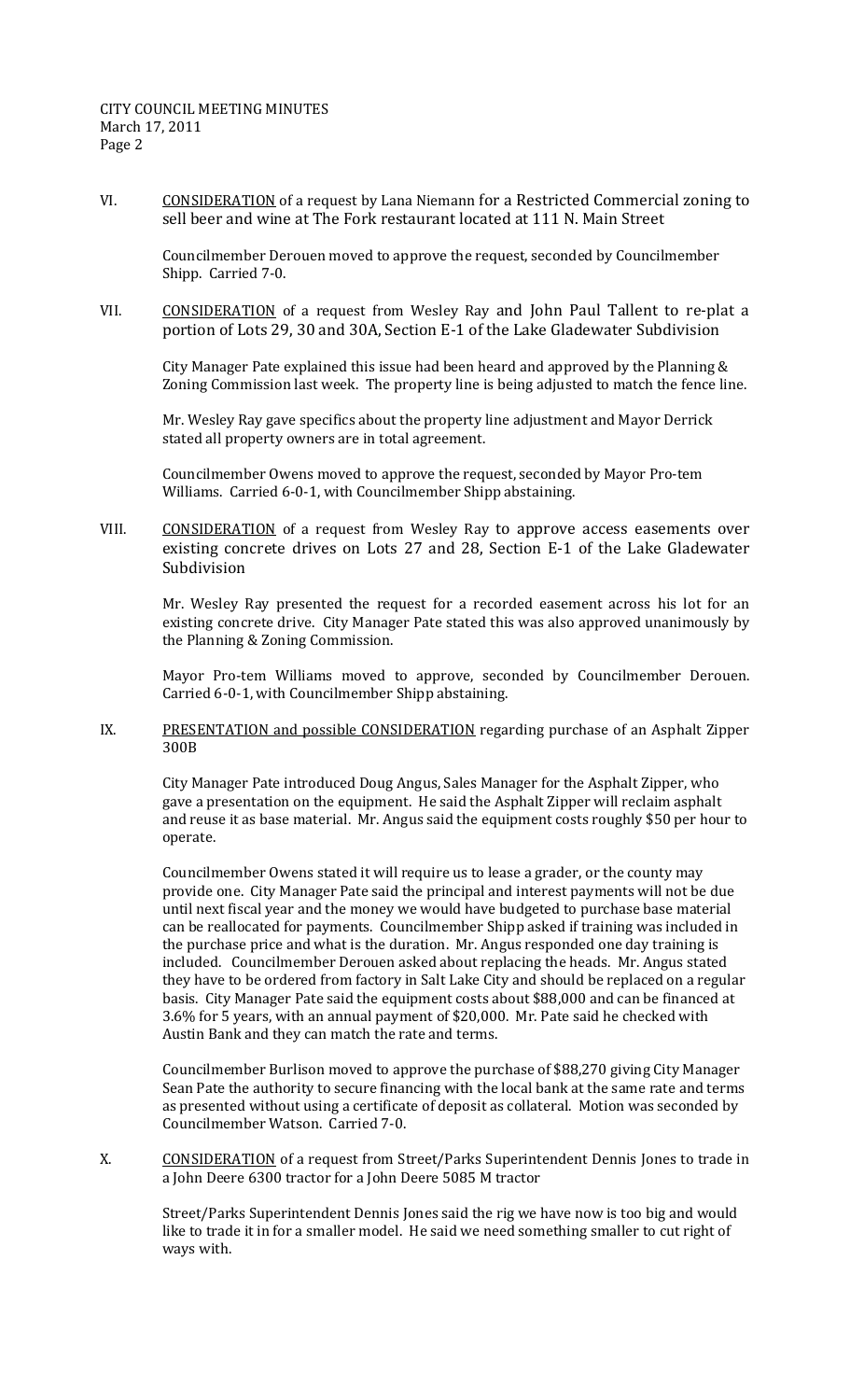VI. CONSIDERATION of a request by Lana Niemann for a Restricted Commercial zoning to sell beer and wine at The Fork restaurant located at 111 N. Main Street

Councilmember Derouen moved to approve the request, seconded by Councilmember Shipp. Carried 7-0.

VII. CONSIDERATION of a request from Wesley Ray and John Paul Tallent to re-plat a portion of Lots 29, 30 and 30A, Section E-1 of the Lake Gladewater Subdivision

City Manager Pate explained this issue had been heard and approved by the Planning & Zoning Commission last week. The property line is being adjusted to match the fence line.

Mr. Wesley Ray gave specifics about the property line adjustment and Mayor Derrick stated all property owners are in total agreement.

Councilmember Owens moved to approve the request, seconded by Mayor Pro-tem Williams. Carried 6-0-1, with Councilmember Shipp abstaining.

VIII. CONSIDERATION of a request from Wesley Ray to approve access easements over existing concrete drives on Lots 27 and 28, Section E-1 of the Lake Gladewater Subdivision

Mr. Wesley Ray presented the request for a recorded easement across his lot for an existing concrete drive. City Manager Pate stated this was also approved unanimously by the Planning & Zoning Commission.

Mayor Pro-tem Williams moved to approve, seconded by Councilmember Derouen. Carried 6-0-1, with Councilmember Shipp abstaining.

IX. PRESENTATION and possible CONSIDERATION regarding purchase of an Asphalt Zipper 300B

City Manager Pate introduced Doug Angus, Sales Manager for the Asphalt Zipper, who gave a presentation on the equipment. He said the Asphalt Zipper will reclaim asphalt and reuse it as base material. Mr. Angus said the equipment costs roughly $50 per hour to operate.

Councilmember Owens stated it will require us to lease a grader, or the county may provide one. City Manager Pate said the principal and interest payments will not be due until next fiscal year and the money we would have budgeted to purchase base material can be reallocated for payments. Councilmember Shipp asked if training was included in the purchase price and what is the duration. Mr. Angus responded one day training is included. Councilmember Derouen asked about replacing the heads. Mr. Angus stated they have to be ordered from factory in Salt Lake City and should be replaced on a regular basis. City Manager Pate said the equipment costs about $88,000 and can be financed at 3.6% for 5 years, with an annual payment of $20,000. Mr. Pate said he checked with Austin Bank and they can match the rate and terms.

Councilmember Burlison moved to approve the purchase of $88,270 giving City Manager Sean Pate the authority to secure financing with the local bank at the same rate and terms as presented without using a certificate of deposit as collateral. Motion was seconded by Councilmember Watson. Carried 7-0.

X. CONSIDERATION of a request from Street/Parks Superintendent Dennis Jones to trade in a John Deere 6300 tractor for a John Deere 5085 M tractor

Street/Parks Superintendent Dennis Jones said the rig we have now is too big and would like to trade it in for a smaller model. He said we need something smaller to cut right of ways with.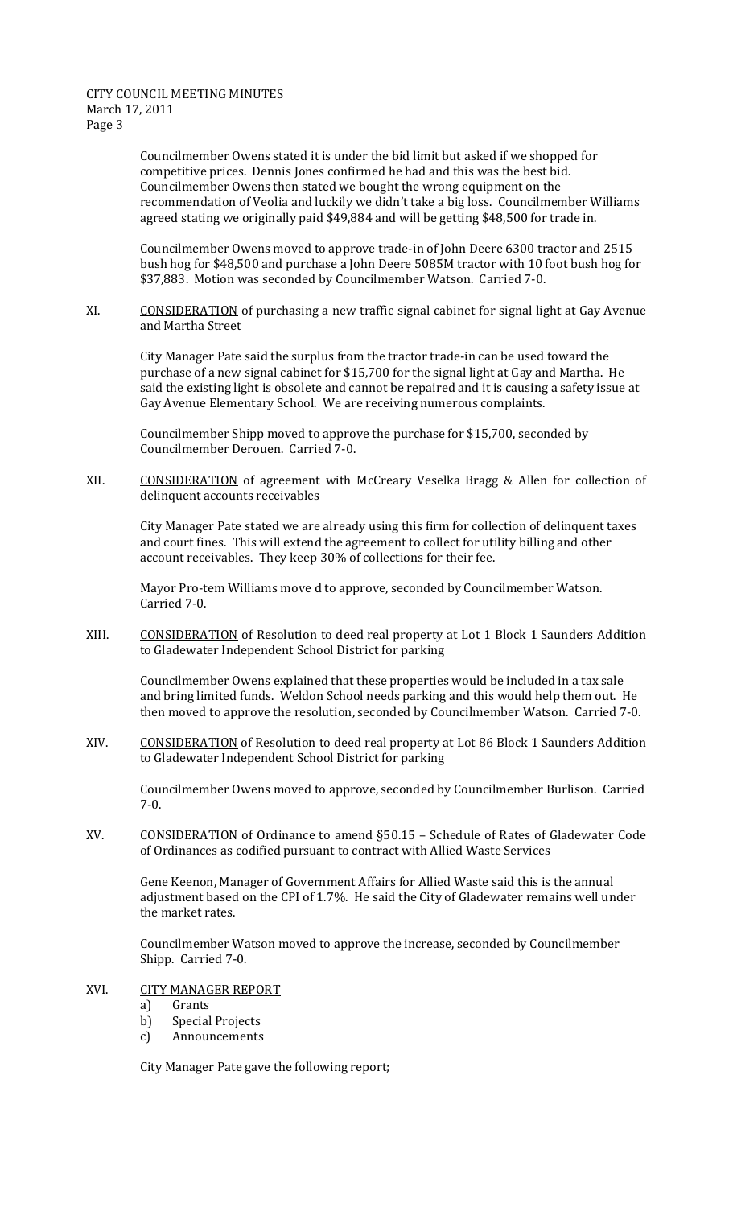Councilmember Owens stated it is under the bid limit but asked if we shopped for competitive prices. Dennis Jones confirmed he had and this was the best bid. Councilmember Owens then stated we bought the wrong equipment on the recommendation of Veolia and luckily we didn't take a big loss. Councilmember Williams agreed stating we originally paid $49,884 and will be getting $48,500 for trade in.

Councilmember Owens moved to approve trade-in of John Deere 6300 tractor and 2515 bush hog for $48,500 and purchase a John Deere 5085M tractor with 10 foot bush hog for $37,883. Motion was seconded by Councilmember Watson. Carried 7-0.

XI. CONSIDERATION of purchasing a new traffic signal cabinet for signal light at Gay Avenue and Martha Street

City Manager Pate said the surplus from the tractor trade-in can be used toward the purchase of a new signal cabinet for $15,700 for the signal light at Gay and Martha. He said the existing light is obsolete and cannot be repaired and it is causing a safety issue at Gay Avenue Elementary School. We are receiving numerous complaints.

Councilmember Shipp moved to approve the purchase for $15,700, seconded by Councilmember Derouen. Carried 7-0.

XII. CONSIDERATION of agreement with McCreary Veselka Bragg & Allen for collection of delinquent accounts receivables

City Manager Pate stated we are already using this firm for collection of delinquent taxes and court fines. This will extend the agreement to collect for utility billing and other account receivables. They keep 30% of collections for their fee.

Mayor Pro-tem Williams move d to approve, seconded by Councilmember Watson. Carried 7-0.

XIII. CONSIDERATION of Resolution to deed real property at Lot 1 Block 1 Saunders Addition to Gladewater Independent School District for parking

Councilmember Owens explained that these properties would be included in a tax sale and bring limited funds. Weldon School needs parking and this would help them out. He then moved to approve the resolution, seconded by Councilmember Watson. Carried 7-0.

XIV. CONSIDERATION of Resolution to deed real property at Lot 86 Block 1 Saunders Addition to Gladewater Independent School District for parking

Councilmember Owens moved to approve, seconded by Councilmember Burlison. Carried 7-0.

XV. CONSIDERATION of Ordinance to amend §50.15 – Schedule of Rates of Gladewater Code of Ordinances as codified pursuant to contract with Allied Waste Services

Gene Keenon, Manager of Government Affairs for Allied Waste said this is the annual adjustment based on the CPI of 1.7%. He said the City of Gladewater remains well under the market rates.

Councilmember Watson moved to approve the increase, seconded by Councilmember Shipp. Carried 7-0.

XVI. CITY MANAGER REPORT

a) Grants
b) Special Projects
c) Announcements

City Manager Pate gave the following report;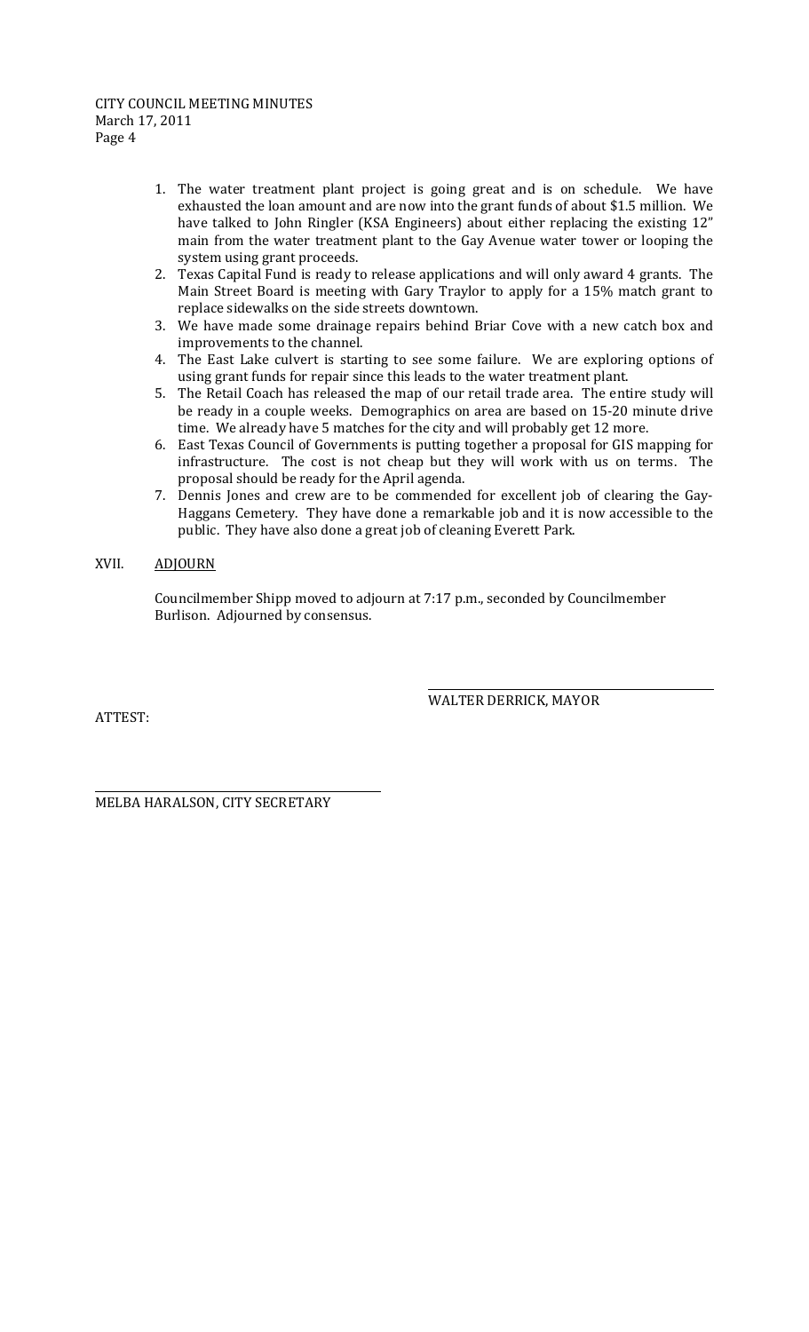1. The water treatment plant project is going great and is on schedule. We have exhausted the loan amount and are now into the grant funds of about $1.5 million. We have talked to John Ringler (KSA Engineers) about either replacing the existing 12" main from the water treatment plant to the Gay Avenue water tower or looping the system using grant proceeds.
2. Texas Capital Fund is ready to release applications and will only award 4 grants. The Main Street Board is meeting with Gary Traylor to apply for a 15% match grant to replace sidewalks on the side streets downtown.
3. We have made some drainage repairs behind Briar Cove with a new catch box and improvements to the channel.
4. The East Lake culvert is starting to see some failure. We are exploring options of using grant funds for repair since this leads to the water treatment plant.
5. The Retail Coach has released the map of our retail trade area. The entire study will be ready in a couple weeks. Demographics on area are based on 15-20 minute drive time. We already have 5 matches for the city and will probably get 12 more.
6. East Texas Council of Governments is putting together a proposal for GIS mapping for infrastructure. The cost is not cheap but they will work with us on terms. The proposal should be ready for the April agenda.
7. Dennis Jones and crew are to be commended for excellent job of clearing the Gay-Haggans Cemetery. They have done a remarkable job and it is now accessible to the public. They have also done a great job of cleaning Everett Park.

## XVII. ADJOURN

Councilmember Shipp moved to adjourn at 7:17 p.m., seconded by Councilmember Burlison. Adjourned by consensus.

WALTER DERRICK, MAYOR

ATTEST:

MELBA HARALSON, CITY SECRETARY